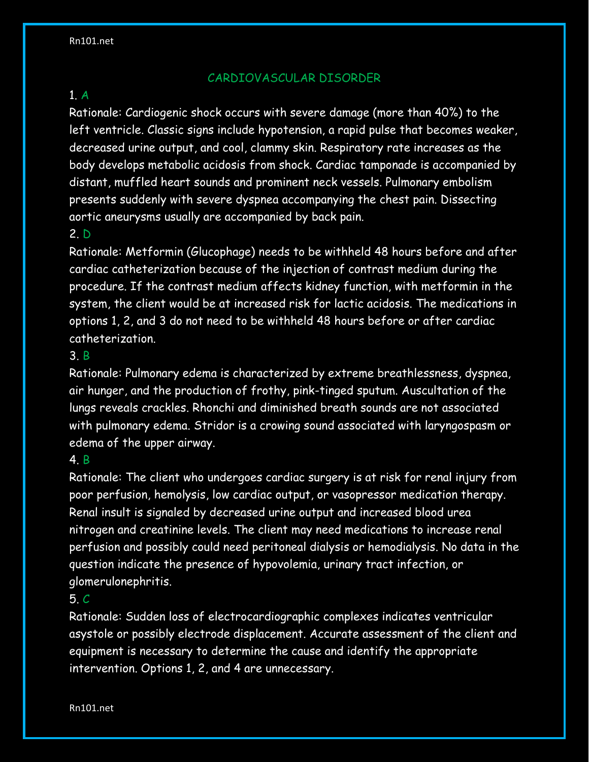# CARDIOVASCULAR DISORDER

1. A

Rationale: Cardiogenic shock occurs with severe damage (more than 40%) to the left ventricle. Classic signs include hypotension, a rapid pulse that becomes weaker, decreased urine output, and cool, clammy skin. Respiratory rate increases as the body develops metabolic acidosis from shock. Cardiac tamponade is accompanied by distant, muffled heart sounds and prominent neck vessels. Pulmonary embolism presents suddenly with severe dyspnea accompanying the chest pain. Dissecting aortic aneurysms usually are accompanied by back pain.

2. D

Rationale: Metformin (Glucophage) needs to be withheld 48 hours before and after cardiac catheterization because of the injection of contrast medium during the procedure. If the contrast medium affects kidney function, with metformin in the system, the client would be at increased risk for lactic acidosis. The medications in options 1, 2, and 3 do not need to be withheld 48 hours before or after cardiac catheterization.

3. B

Rationale: Pulmonary edema is characterized by extreme breathlessness, dyspnea, air hunger, and the production of frothy, pink-tinged sputum. Auscultation of the lungs reveals crackles. Rhonchi and diminished breath sounds are not associated with pulmonary edema. Stridor is a crowing sound associated with laryngospasm or edema of the upper airway.

4. B

Rationale: The client who undergoes cardiac surgery is at risk for renal injury from poor perfusion, hemolysis, low cardiac output, or vasopressor medication therapy. Renal insult is signaled by decreased urine output and increased blood urea nitrogen and creatinine levels. The client may need medications to increase renal perfusion and possibly could need peritoneal dialysis or hemodialysis. No data in the question indicate the presence of hypovolemia, urinary tract infection, or glomerulonephritis.

5. C

Rationale: Sudden loss of electrocardiographic complexes indicates ventricular asystole or possibly electrode displacement. Accurate assessment of the client and equipment is necessary to determine the cause and identify the appropriate intervention. Options 1, 2, and 4 are unnecessary.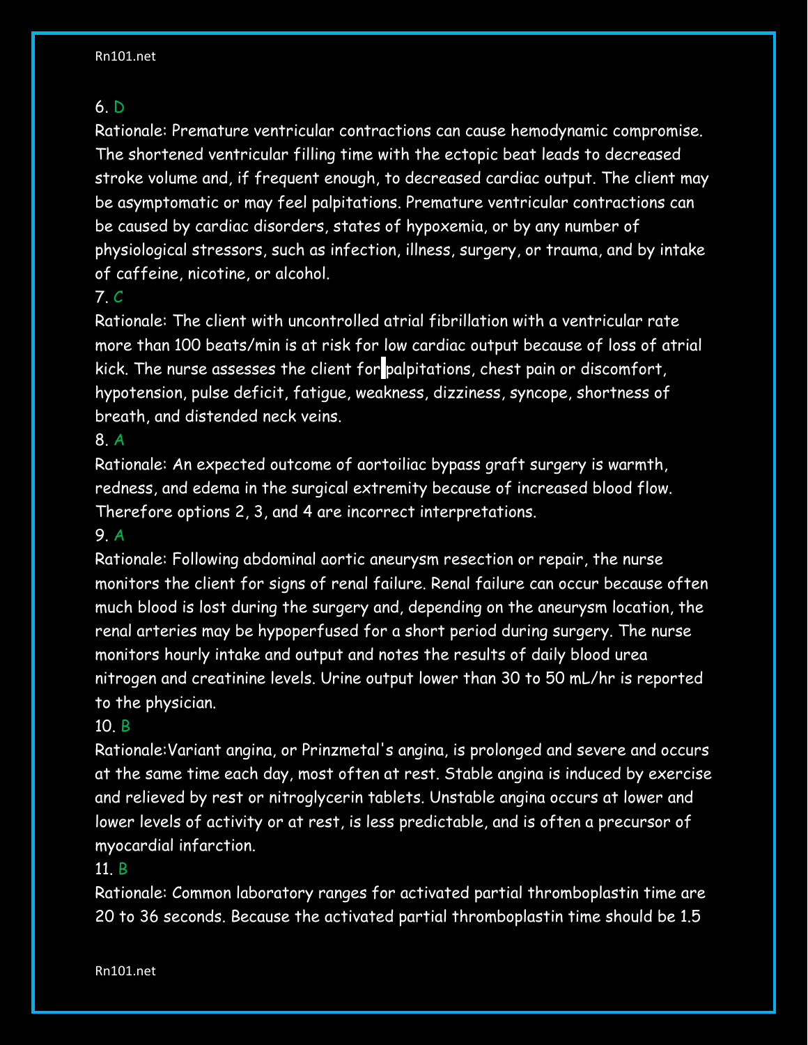6. D

Rationale: Premature ventricular contractions can cause hemodynamic compromise. The shortened ventricular filling time with the ectopic beat leads to decreased stroke volume and, if frequent enough, to decreased cardiac output. The client may be asymptomatic or may feel palpitations. Premature ventricular contractions can be caused by cardiac disorders, states of hypoxemia, or by any number of physiological stressors, such as infection, illness, surgery, or trauma, and by intake of caffeine, nicotine, or alcohol.

7. C

Rationale: The client with uncontrolled atrial fibrillation with a ventricular rate more than 100 beats/min is at risk for low cardiac output because of loss of atrial kick. The nurse assesses the client for palpitations, chest pain or discomfort, hypotension, pulse deficit, fatigue, weakness, dizziness, syncope, shortness of breath, and distended neck veins.

8. A

Rationale: An expected outcome of aortoiliac bypass graft surgery is warmth, redness, and edema in the surgical extremity because of increased blood flow. Therefore options 2, 3, and 4 are incorrect interpretations.

9. A

Rationale: Following abdominal aortic aneurysm resection or repair, the nurse monitors the client for signs of renal failure. Renal failure can occur because often much blood is lost during the surgery and, depending on the aneurysm location, the renal arteries may be hypoperfused for a short period during surgery. The nurse monitors hourly intake and output and notes the results of daily blood urea nitrogen and creatinine levels. Urine output lower than 30 to 50 mL/hr is reported to the physician.

10. B

Rationale:Variant angina, or Prinzmetal's angina, is prolonged and severe and occurs at the same time each day, most often at rest. Stable angina is induced by exercise and relieved by rest or nitroglycerin tablets. Unstable angina occurs at lower and lower levels of activity or at rest, is less predictable, and is often a precursor of myocardial infarction.

11. B

Rationale: Common laboratory ranges for activated partial thromboplastin time are 20 to 36 seconds. Because the activated partial thromboplastin time should be 1.5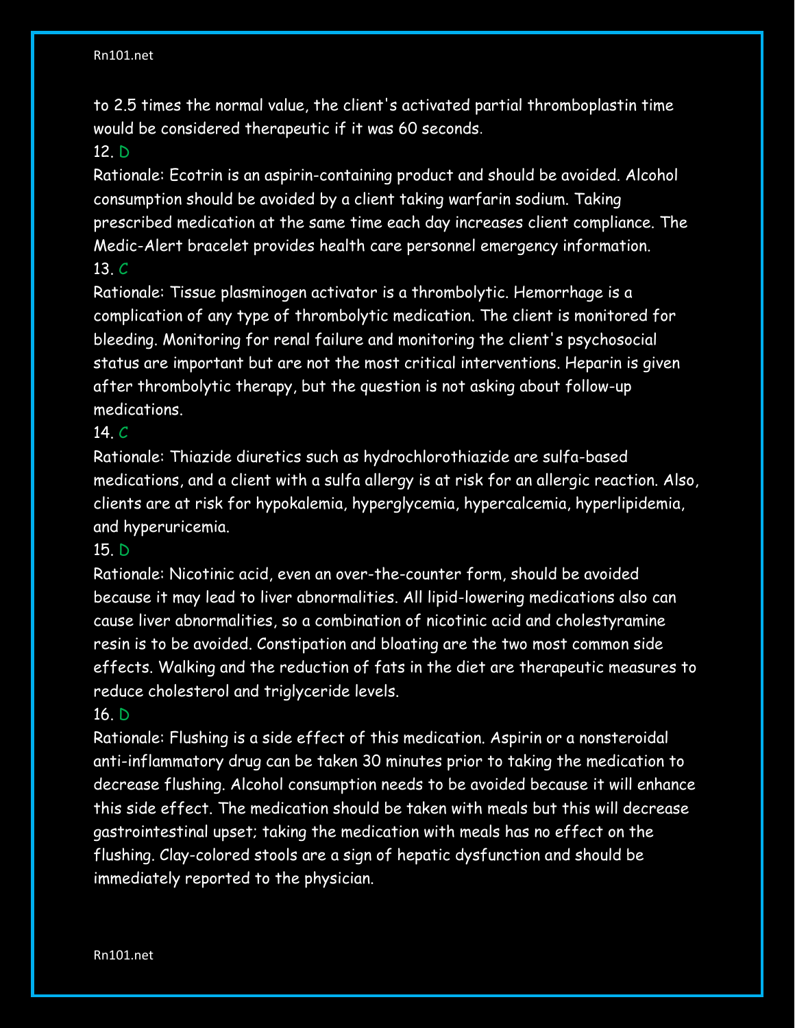to 2.5 times the normal value, the client's activated partial thromboplastin time would be considered therapeutic if it was 60 seconds.

12. D

Rationale: Ecotrin is an aspirin-containing product and should be avoided. Alcohol consumption should be avoided by a client taking warfarin sodium. Taking prescribed medication at the same time each day increases client compliance. The Medic-Alert bracelet provides health care personnel emergency information.

13. C

Rationale: Tissue plasminogen activator is a thrombolytic. Hemorrhage is a complication of any type of thrombolytic medication. The client is monitored for bleeding. Monitoring for renal failure and monitoring the client's psychosocial status are important but are not the most critical interventions. Heparin is given after thrombolytic therapy, but the question is not asking about follow-up medications.

14. C

Rationale: Thiazide diuretics such as hydrochlorothiazide are sulfa-based medications, and a client with a sulfa allergy is at risk for an allergic reaction. Also, clients are at risk for hypokalemia, hyperglycemia, hypercalcemia, hyperlipidemia, and hyperuricemia.

15. D

Rationale: Nicotinic acid, even an over-the-counter form, should be avoided because it may lead to liver abnormalities. All lipid-lowering medications also can cause liver abnormalities, so a combination of nicotinic acid and cholestyramine resin is to be avoided. Constipation and bloating are the two most common side effects. Walking and the reduction of fats in the diet are therapeutic measures to reduce cholesterol and triglyceride levels.

16. D

Rationale: Flushing is a side effect of this medication. Aspirin or a nonsteroidal anti-inflammatory drug can be taken 30 minutes prior to taking the medication to decrease flushing. Alcohol consumption needs to be avoided because it will enhance this side effect. The medication should be taken with meals but this will decrease gastrointestinal upset; taking the medication with meals has no effect on the flushing. Clay-colored stools are a sign of hepatic dysfunction and should be immediately reported to the physician.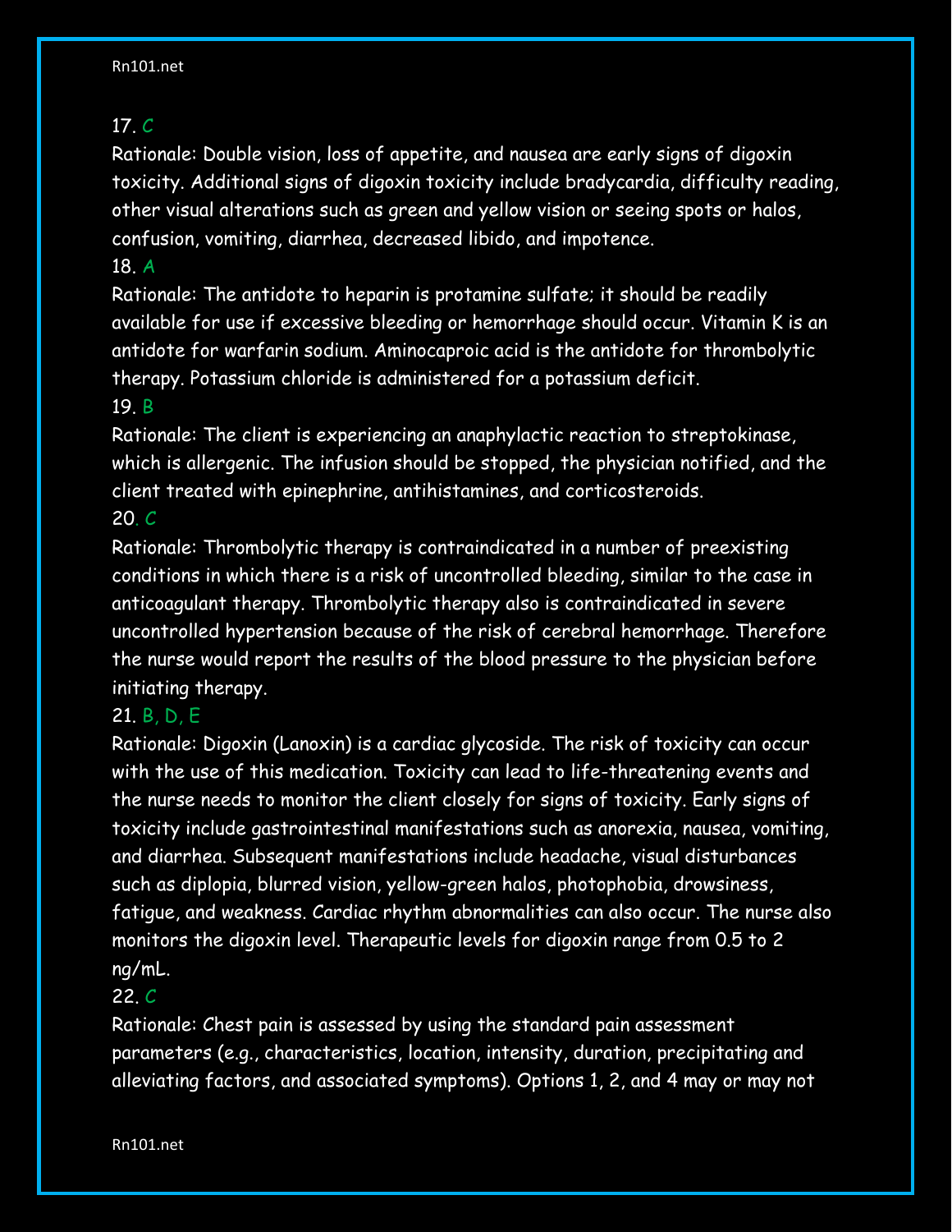17. C

Rationale: Double vision, loss of appetite, and nausea are early signs of digoxin toxicity. Additional signs of digoxin toxicity include bradycardia, difficulty reading, other visual alterations such as green and yellow vision or seeing spots or halos, confusion, vomiting, diarrhea, decreased libido, and impotence.

18. A

Rationale: The antidote to heparin is protamine sulfate; it should be readily available for use if excessive bleeding or hemorrhage should occur. Vitamin K is an antidote for warfarin sodium. Aminocaproic acid is the antidote for thrombolytic therapy. Potassium chloride is administered for a potassium deficit.

19. B

Rationale: The client is experiencing an anaphylactic reaction to streptokinase, which is allergenic. The infusion should be stopped, the physician notified, and the client treated with epinephrine, antihistamines, and corticosteroids.

20. C

Rationale: Thrombolytic therapy is contraindicated in a number of preexisting conditions in which there is a risk of uncontrolled bleeding, similar to the case in anticoagulant therapy. Thrombolytic therapy also is contraindicated in severe uncontrolled hypertension because of the risk of cerebral hemorrhage. Therefore the nurse would report the results of the blood pressure to the physician before initiating therapy.

21. B, D, E

Rationale: Digoxin (Lanoxin) is a cardiac glycoside. The risk of toxicity can occur with the use of this medication. Toxicity can lead to life-threatening events and the nurse needs to monitor the client closely for signs of toxicity. Early signs of toxicity include gastrointestinal manifestations such as anorexia, nausea, vomiting, and diarrhea. Subsequent manifestations include headache, visual disturbances such as diplopia, blurred vision, yellow-green halos, photophobia, drowsiness, fatigue, and weakness. Cardiac rhythm abnormalities can also occur. The nurse also monitors the digoxin level. Therapeutic levels for digoxin range from 0.5 to 2 ng/mL.

22. C

Rationale: Chest pain is assessed by using the standard pain assessment parameters (e.g., characteristics, location, intensity, duration, precipitating and alleviating factors, and associated symptoms). Options 1, 2, and 4 may or may not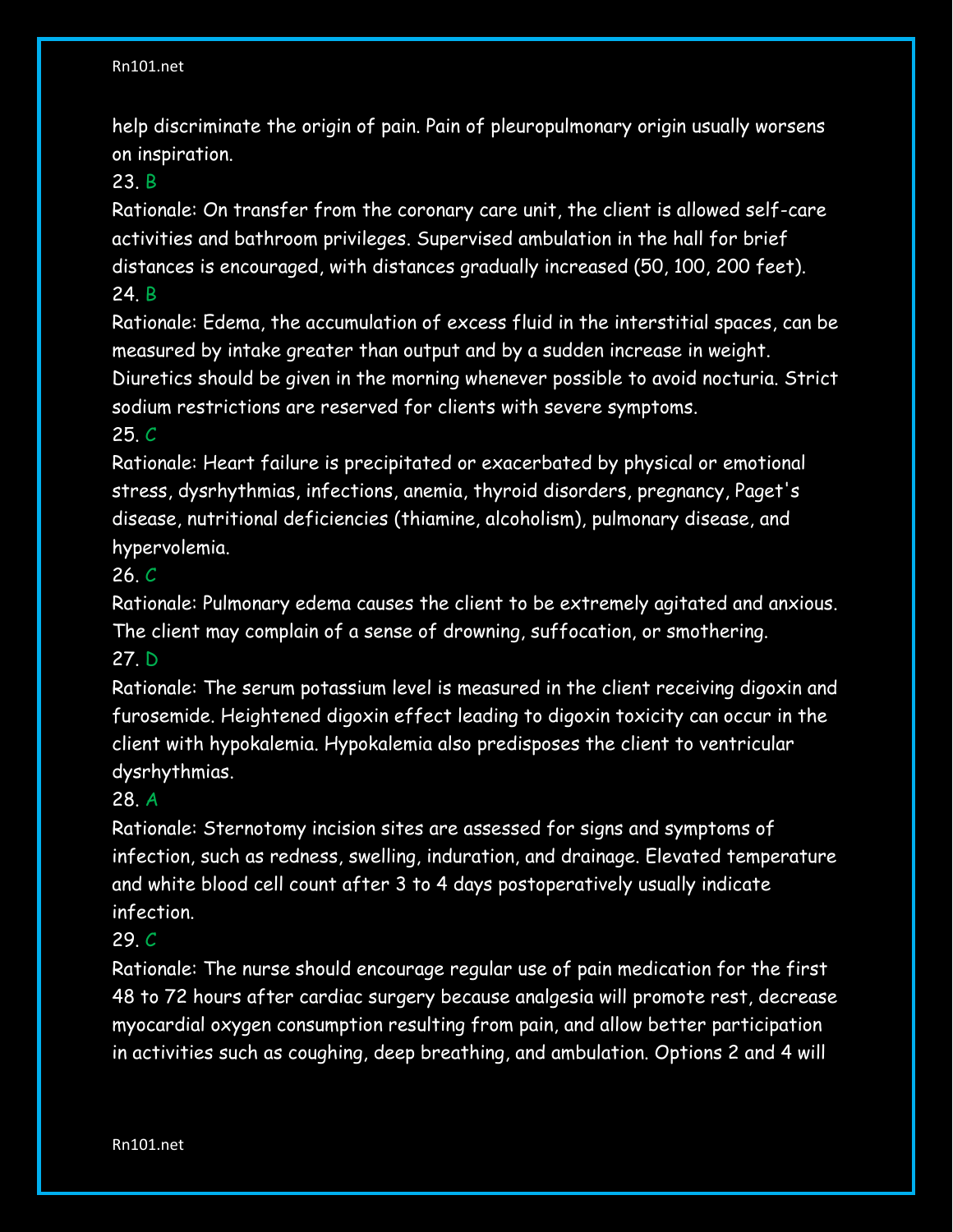help discriminate the origin of pain. Pain of pleuropulmonary origin usually worsens on inspiration.

23. B

Rationale: On transfer from the coronary care unit, the client is allowed self-care activities and bathroom privileges. Supervised ambulation in the hall for brief distances is encouraged, with distances gradually increased (50, 100, 200 feet).

24. B

Rationale: Edema, the accumulation of excess fluid in the interstitial spaces, can be measured by intake greater than output and by a sudden increase in weight. Diuretics should be given in the morning whenever possible to avoid nocturia. Strict sodium restrictions are reserved for clients with severe symptoms.

25. C

Rationale: Heart failure is precipitated or exacerbated by physical or emotional stress, dysrhythmias, infections, anemia, thyroid disorders, pregnancy, Paget's disease, nutritional deficiencies (thiamine, alcoholism), pulmonary disease, and hypervolemia.

26. C

Rationale: Pulmonary edema causes the client to be extremely agitated and anxious. The client may complain of a sense of drowning, suffocation, or smothering.

27. D

Rationale: The serum potassium level is measured in the client receiving digoxin and furosemide. Heightened digoxin effect leading to digoxin toxicity can occur in the client with hypokalemia. Hypokalemia also predisposes the client to ventricular dysrhythmias.

28. A

Rationale: Sternotomy incision sites are assessed for signs and symptoms of infection, such as redness, swelling, induration, and drainage. Elevated temperature and white blood cell count after 3 to 4 days postoperatively usually indicate infection.

29. C

Rationale: The nurse should encourage regular use of pain medication for the first 48 to 72 hours after cardiac surgery because analgesia will promote rest, decrease myocardial oxygen consumption resulting from pain, and allow better participation in activities such as coughing, deep breathing, and ambulation. Options 2 and 4 will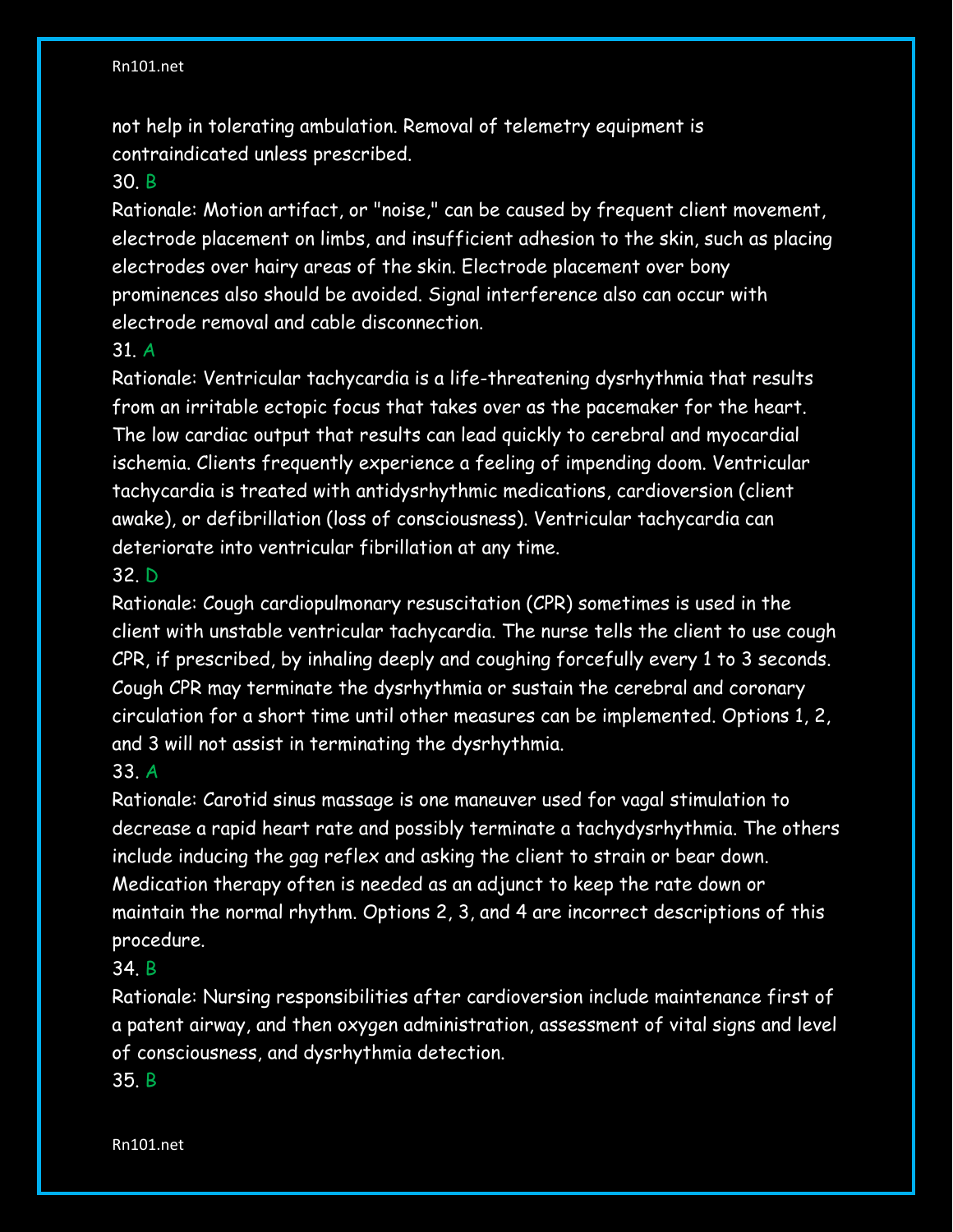not help in tolerating ambulation. Removal of telemetry equipment is contraindicated unless prescribed.

30. B

Rationale: Motion artifact, or "noise," can be caused by frequent client movement, electrode placement on limbs, and insufficient adhesion to the skin, such as placing electrodes over hairy areas of the skin. Electrode placement over bony prominences also should be avoided. Signal interference also can occur with electrode removal and cable disconnection.

31. A

Rationale: Ventricular tachycardia is a life-threatening dysrhythmia that results from an irritable ectopic focus that takes over as the pacemaker for the heart. The low cardiac output that results can lead quickly to cerebral and myocardial ischemia. Clients frequently experience a feeling of impending doom. Ventricular tachycardia is treated with antidysrhythmic medications, cardioversion (client awake), or defibrillation (loss of consciousness). Ventricular tachycardia can deteriorate into ventricular fibrillation at any time.

32. D

Rationale: Cough cardiopulmonary resuscitation (CPR) sometimes is used in the client with unstable ventricular tachycardia. The nurse tells the client to use cough CPR, if prescribed, by inhaling deeply and coughing forcefully every 1 to 3 seconds. Cough CPR may terminate the dysrhythmia or sustain the cerebral and coronary circulation for a short time until other measures can be implemented. Options 1, 2, and 3 will not assist in terminating the dysrhythmia.

33. A

Rationale: Carotid sinus massage is one maneuver used for vagal stimulation to decrease a rapid heart rate and possibly terminate a tachydysrhythmia. The others include inducing the gag reflex and asking the client to strain or bear down. Medication therapy often is needed as an adjunct to keep the rate down or maintain the normal rhythm. Options 2, 3, and 4 are incorrect descriptions of this procedure.

34. B

Rationale: Nursing responsibilities after cardioversion include maintenance first of a patent airway, and then oxygen administration, assessment of vital signs and level of consciousness, and dysrhythmia detection.

35. B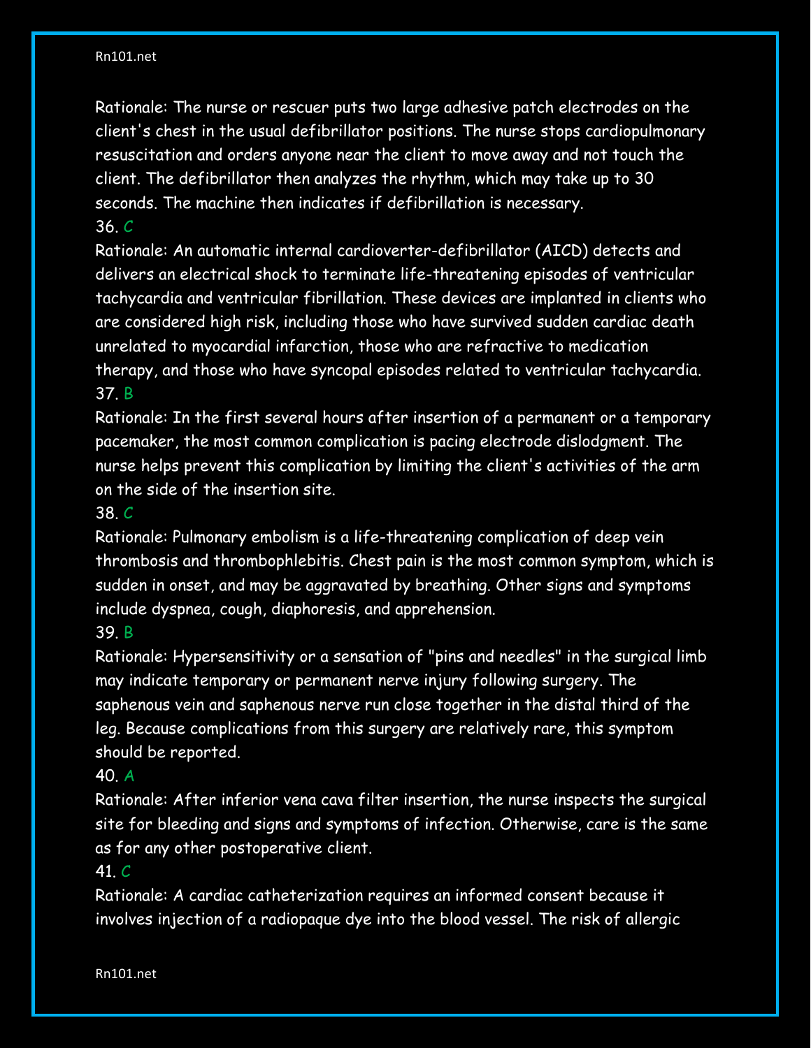Rationale: The nurse or rescuer puts two large adhesive patch electrodes on the client's chest in the usual defibrillator positions. The nurse stops cardiopulmonary resuscitation and orders anyone near the client to move away and not touch the client. The defibrillator then analyzes the rhythm, which may take up to 30 seconds. The machine then indicates if defibrillation is necessary.

36. C

Rationale: An automatic internal cardioverter-defibrillator (AICD) detects and delivers an electrical shock to terminate life-threatening episodes of ventricular tachycardia and ventricular fibrillation. These devices are implanted in clients who are considered high risk, including those who have survived sudden cardiac death unrelated to myocardial infarction, those who are refractive to medication therapy, and those who have syncopal episodes related to ventricular tachycardia.

37. B

Rationale: In the first several hours after insertion of a permanent or a temporary pacemaker, the most common complication is pacing electrode dislodgment. The nurse helps prevent this complication by limiting the client's activities of the arm on the side of the insertion site.

38. C

Rationale: Pulmonary embolism is a life-threatening complication of deep vein thrombosis and thrombophlebitis. Chest pain is the most common symptom, which is sudden in onset, and may be aggravated by breathing. Other signs and symptoms include dyspnea, cough, diaphoresis, and apprehension.

39. B

Rationale: Hypersensitivity or a sensation of "pins and needles" in the surgical limb may indicate temporary or permanent nerve injury following surgery. The saphenous vein and saphenous nerve run close together in the distal third of the leg. Because complications from this surgery are relatively rare, this symptom should be reported.

40. A

Rationale: After inferior vena cava filter insertion, the nurse inspects the surgical site for bleeding and signs and symptoms of infection. Otherwise, care is the same as for any other postoperative client.

41. C

Rationale: A cardiac catheterization requires an informed consent because it involves injection of a radiopaque dye into the blood vessel. The risk of allergic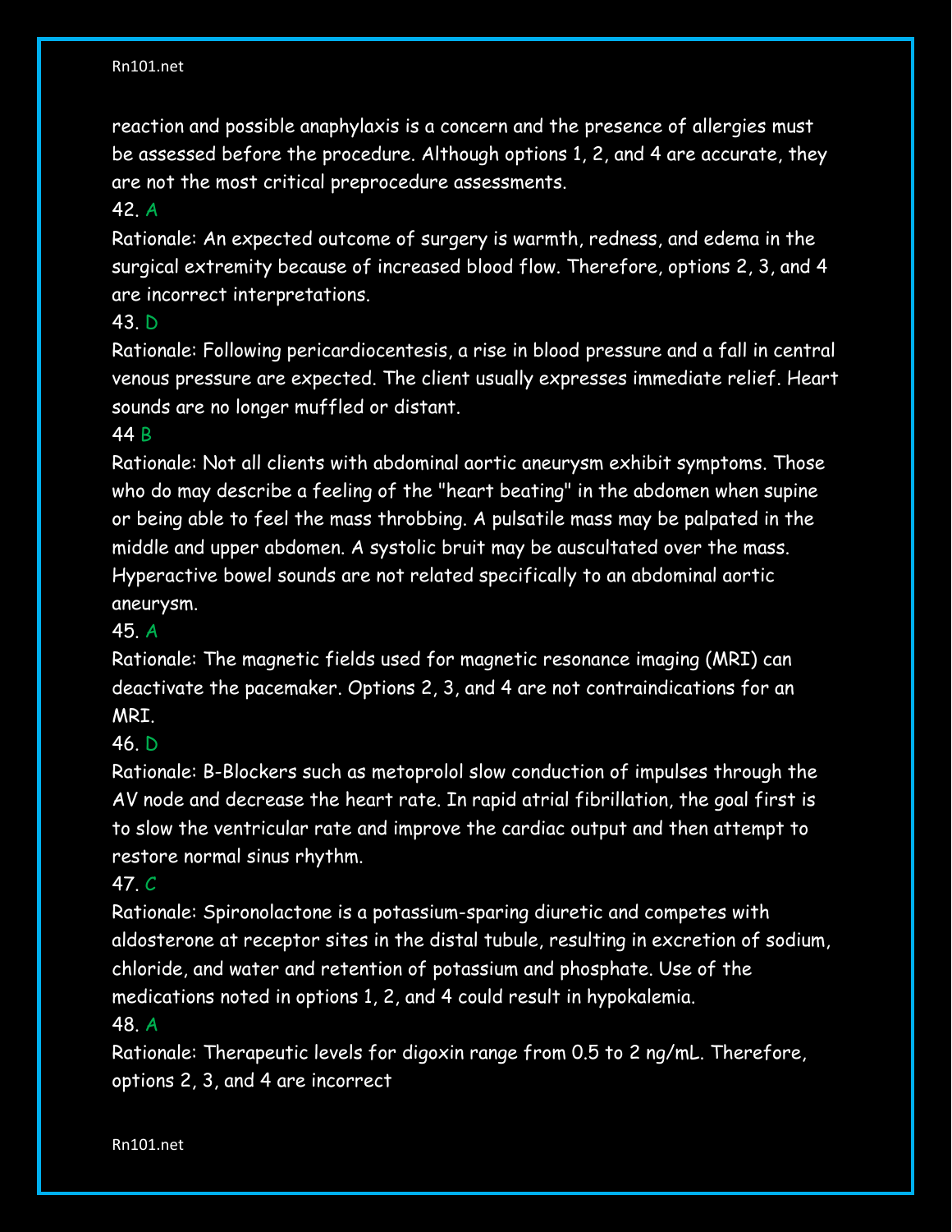reaction and possible anaphylaxis is a concern and the presence of allergies must be assessed before the procedure. Although options 1, 2, and 4 are accurate, they are not the most critical preprocedure assessments.

42. A

Rationale: An expected outcome of surgery is warmth, redness, and edema in the surgical extremity because of increased blood flow. Therefore, options 2, 3, and 4 are incorrect interpretations.

43. D

Rationale: Following pericardiocentesis, a rise in blood pressure and a fall in central venous pressure are expected. The client usually expresses immediate relief. Heart sounds are no longer muffled or distant.

44 B

Rationale: Not all clients with abdominal aortic aneurysm exhibit symptoms. Those who do may describe a feeling of the "heart beating" in the abdomen when supine or being able to feel the mass throbbing. A pulsatile mass may be palpated in the middle and upper abdomen. A systolic bruit may be auscultated over the mass. Hyperactive bowel sounds are not related specifically to an abdominal aortic aneurysm.

45. A

Rationale: The magnetic fields used for magnetic resonance imaging (MRI) can deactivate the pacemaker. Options 2, 3, and 4 are not contraindications for an MRI.

46. D

Rationale: B-Blockers such as metoprolol slow conduction of impulses through the AV node and decrease the heart rate. In rapid atrial fibrillation, the goal first is to slow the ventricular rate and improve the cardiac output and then attempt to restore normal sinus rhythm.

47. C

Rationale: Spironolactone is a potassium-sparing diuretic and competes with aldosterone at receptor sites in the distal tubule, resulting in excretion of sodium, chloride, and water and retention of potassium and phosphate. Use of the medications noted in options 1, 2, and 4 could result in hypokalemia.

48. A

Rationale: Therapeutic levels for digoxin range from 0.5 to 2 ng/mL. Therefore, options 2, 3, and 4 are incorrect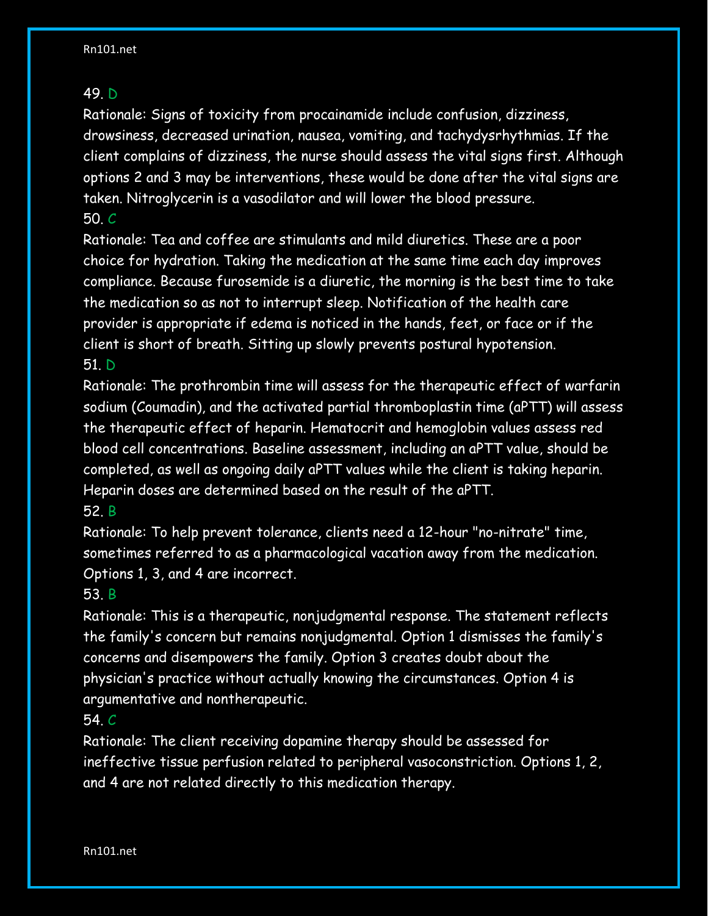49. D

Rationale: Signs of toxicity from procainamide include confusion, dizziness, drowsiness, decreased urination, nausea, vomiting, and tachydysrhythmias. If the client complains of dizziness, the nurse should assess the vital signs first. Although options 2 and 3 may be interventions, these would be done after the vital signs are taken. Nitroglycerin is a vasodilator and will lower the blood pressure.

50. C

Rationale: Tea and coffee are stimulants and mild diuretics. These are a poor choice for hydration. Taking the medication at the same time each day improves compliance. Because furosemide is a diuretic, the morning is the best time to take the medication so as not to interrupt sleep. Notification of the health care provider is appropriate if edema is noticed in the hands, feet, or face or if the client is short of breath. Sitting up slowly prevents postural hypotension.

51. D

Rationale: The prothrombin time will assess for the therapeutic effect of warfarin sodium (Coumadin), and the activated partial thromboplastin time (aPTT) will assess the therapeutic effect of heparin. Hematocrit and hemoglobin values assess red blood cell concentrations. Baseline assessment, including an aPTT value, should be completed, as well as ongoing daily aPTT values while the client is taking heparin. Heparin doses are determined based on the result of the aPTT.

52. B

Rationale: To help prevent tolerance, clients need a 12-hour "no-nitrate" time, sometimes referred to as a pharmacological vacation away from the medication. Options 1, 3, and 4 are incorrect.

53. B

Rationale: This is a therapeutic, nonjudgmental response. The statement reflects the family's concern but remains nonjudgmental. Option 1 dismisses the family's concerns and disempowers the family. Option 3 creates doubt about the physician's practice without actually knowing the circumstances. Option 4 is argumentative and nontherapeutic.

54. C

Rationale: The client receiving dopamine therapy should be assessed for ineffective tissue perfusion related to peripheral vasoconstriction. Options 1, 2, and 4 are not related directly to this medication therapy.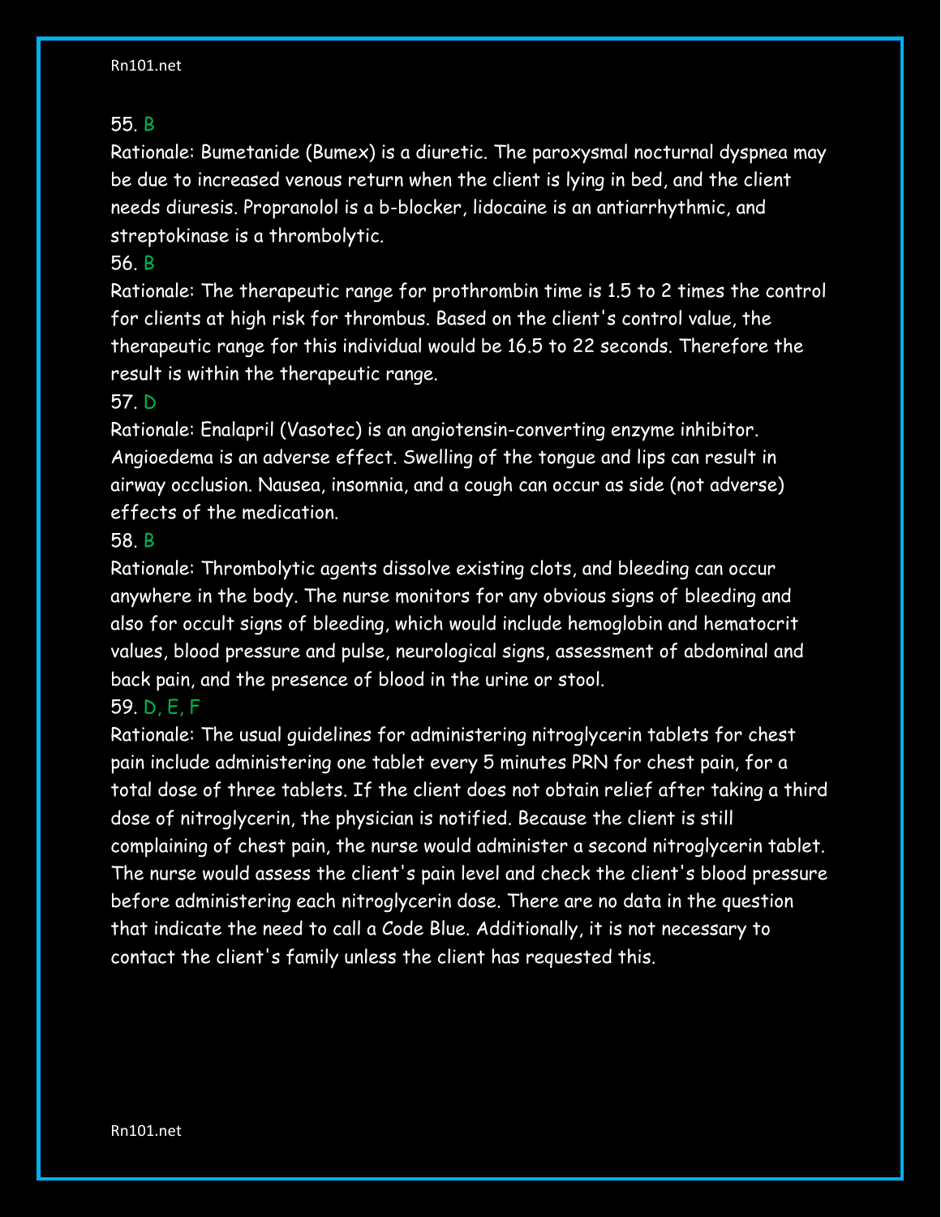55. B

Rationale: Bumetanide (Bumex) is a diuretic. The paroxysmal nocturnal dyspnea may be due to increased venous return when the client is lying in bed, and the client needs diuresis. Propranolol is a b-blocker, lidocaine is an antiarrhythmic, and streptokinase is a thrombolytic.

56. B

Rationale: The therapeutic range for prothrombin time is 1.5 to 2 times the control for clients at high risk for thrombus. Based on the client's control value, the therapeutic range for this individual would be 16.5 to 22 seconds. Therefore the result is within the therapeutic range.

57. D

Rationale: Enalapril (Vasotec) is an angiotensin-converting enzyme inhibitor. Angioedema is an adverse effect. Swelling of the tongue and lips can result in airway occlusion. Nausea, insomnia, and a cough can occur as side (not adverse) effects of the medication.

58. B

Rationale: Thrombolytic agents dissolve existing clots, and bleeding can occur anywhere in the body. The nurse monitors for any obvious signs of bleeding and also for occult signs of bleeding, which would include hemoglobin and hematocrit values, blood pressure and pulse, neurological signs, assessment of abdominal and back pain, and the presence of blood in the urine or stool.

59. D, E, F

Rationale: The usual guidelines for administering nitroglycerin tablets for chest pain include administering one tablet every 5 minutes PRN for chest pain, for a total dose of three tablets. If the client does not obtain relief after taking a third dose of nitroglycerin, the physician is notified. Because the client is still complaining of chest pain, the nurse would administer a second nitroglycerin tablet. The nurse would assess the client's pain level and check the client's blood pressure before administering each nitroglycerin dose. There are no data in the question that indicate the need to call a Code Blue. Additionally, it is not necessary to contact the client's family unless the client has requested this.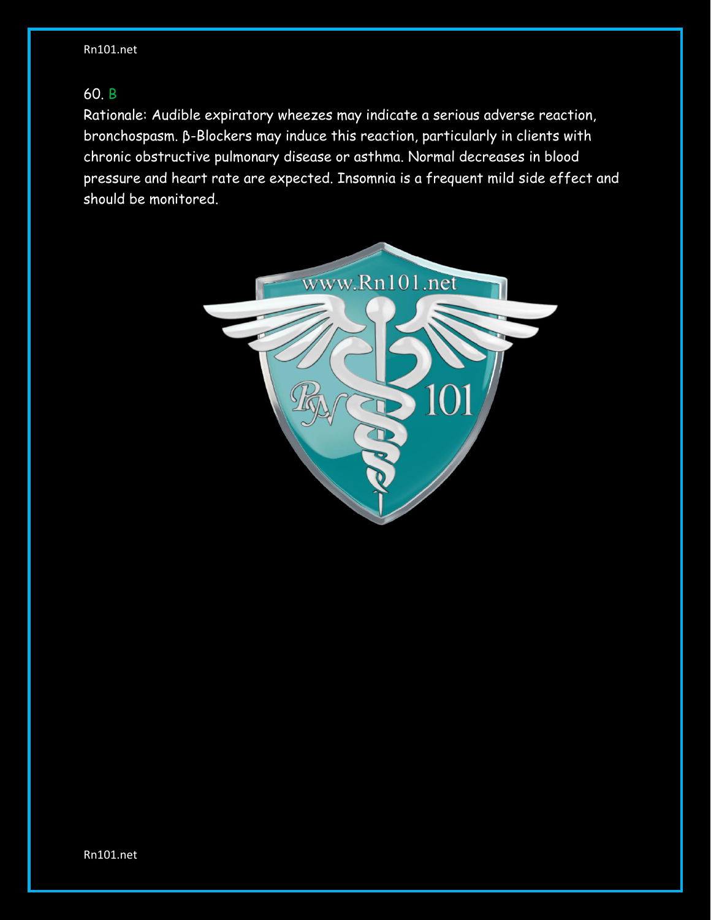60. B

Rationale: Audible expiratory wheezes may indicate a serious adverse reaction, bronchospasm. β-Blockers may induce this reaction, particularly in clients with chronic obstructive pulmonary disease or asthma. Normal decreases in blood pressure and heart rate are expected. Insomnia is a frequent mild side effect and should be monitored.